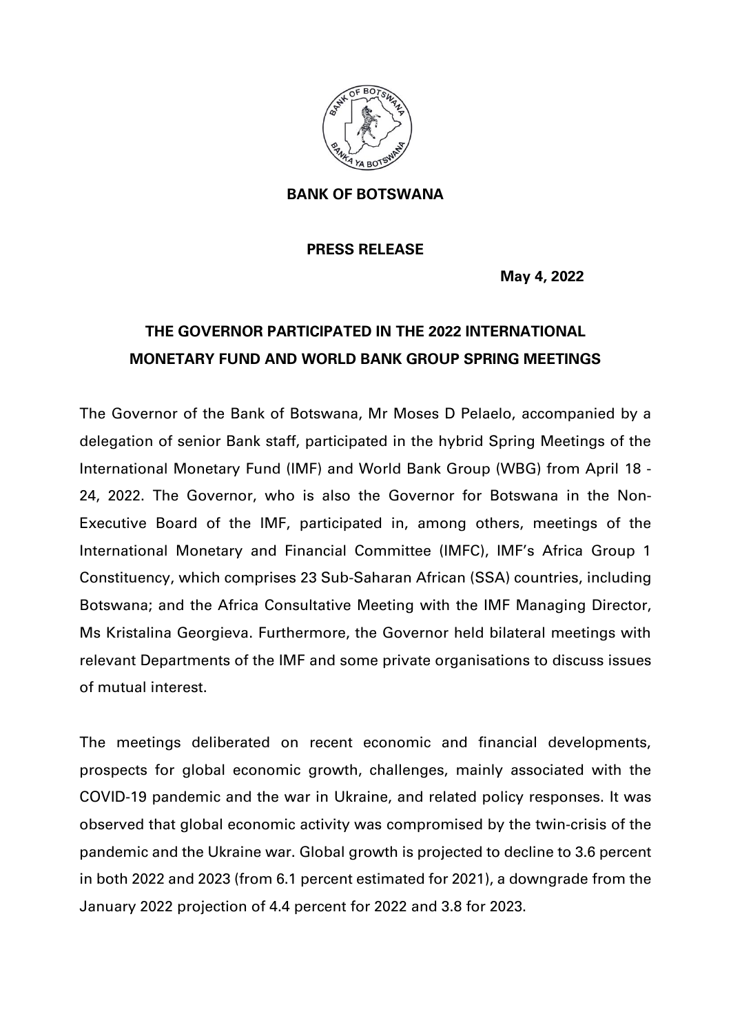**BANK OF BOTSWANA**

**PRESS RELEASE**

**May 4, 2022**

# THE GOVERNOR PARTICIPATED IN THE 2022 INTERNATIONAL MONETARY FUND AND WORLD BANK GROUP SPRING MEETINGS

The Governor of the Bank of Botswana, Mr Moses D Pelaelo, accompanied by a delegation of senior Bank staff, participated in the hybrid Spring Meetings of the International Monetary Fund (IMF) and World Bank Group (WBG) from April 18 - 24, 2022. The Governor, who is also the Governor for Botswana in the Non-Executive Board of the IMF, participated in, among others, meetings of the International Monetary and Financial Committee (IMFC), IMF's Africa Group 1 Constituency, which comprises 23 Sub-Saharan African (SSA) countries, including Botswana; and the Africa Consultative Meeting with the IMF Managing Director, Ms Kristalina Georgieva. Furthermore, the Governor held bilateral meetings with relevant Departments of the IMF and some private organisations to discuss issues of mutual interest.

The meetings deliberated on recent economic and financial developments, prospects for global economic growth, challenges, mainly associated with the COVID-19 pandemic and the war in Ukraine, and related policy responses. It was observed that global economic activity was compromised by the twin-crisis of the pandemic and the Ukraine war. Global growth is projected to decline to 3.6 percent in both 2022 and 2023 (from 6.1 percent estimated for 2021), a downgrade from the January 2022 projection of 4.4 percent for 2022 and 3.8 for 2023.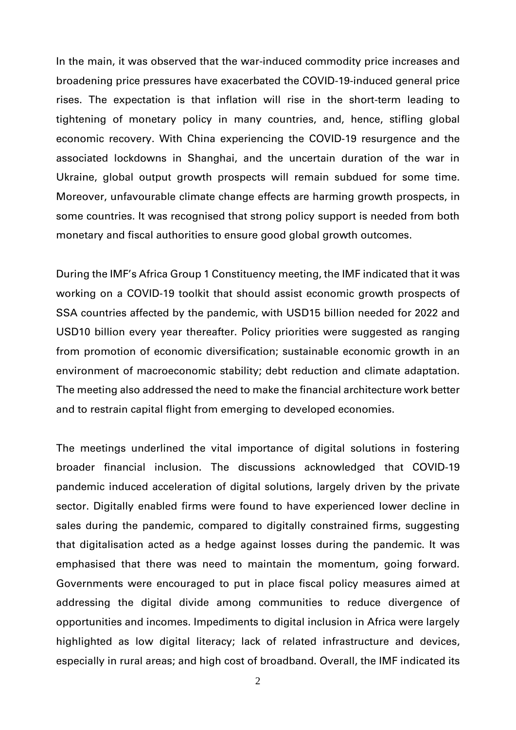In the main, it was observed that the war-induced commodity price increases and broadening price pressures have exacerbated the COVID-19-induced general price rises. The expectation is that inflation will rise in the short-term leading to tightening of monetary policy in many countries, and, hence, stifling global economic recovery. With China experiencing the COVID-19 resurgence and the associated lockdowns in Shanghai, and the uncertain duration of the war in Ukraine, global output growth prospects will remain subdued for some time. Moreover, unfavourable climate change effects are harming growth prospects, in some countries. It was recognised that strong policy support is needed from both monetary and fiscal authorities to ensure good global growth outcomes.

During the IMF's Africa Group 1 Constituency meeting, the IMF indicated that it was working on a COVID-19 toolkit that should assist economic growth prospects of SSA countries affected by the pandemic, with USD15 billion needed for 2022 and USD10 billion every year thereafter. Policy priorities were suggested as ranging from promotion of economic diversification; sustainable economic growth in an environment of macroeconomic stability; debt reduction and climate adaptation. The meeting also addressed the need to make the financial architecture work better and to restrain capital flight from emerging to developed economies.

The meetings underlined the vital importance of digital solutions in fostering broader financial inclusion. The discussions acknowledged that COVID-19 pandemic induced acceleration of digital solutions, largely driven by the private sector. Digitally enabled firms were found to have experienced lower decline in sales during the pandemic, compared to digitally constrained firms, suggesting that digitalisation acted as a hedge against losses during the pandemic. It was emphasised that there was need to maintain the momentum, going forward. Governments were encouraged to put in place fiscal policy measures aimed at addressing the digital divide among communities to reduce divergence of opportunities and incomes. Impediments to digital inclusion in Africa were largely highlighted as low digital literacy; lack of related infrastructure and devices, especially in rural areas; and high cost of broadband. Overall, the IMF indicated its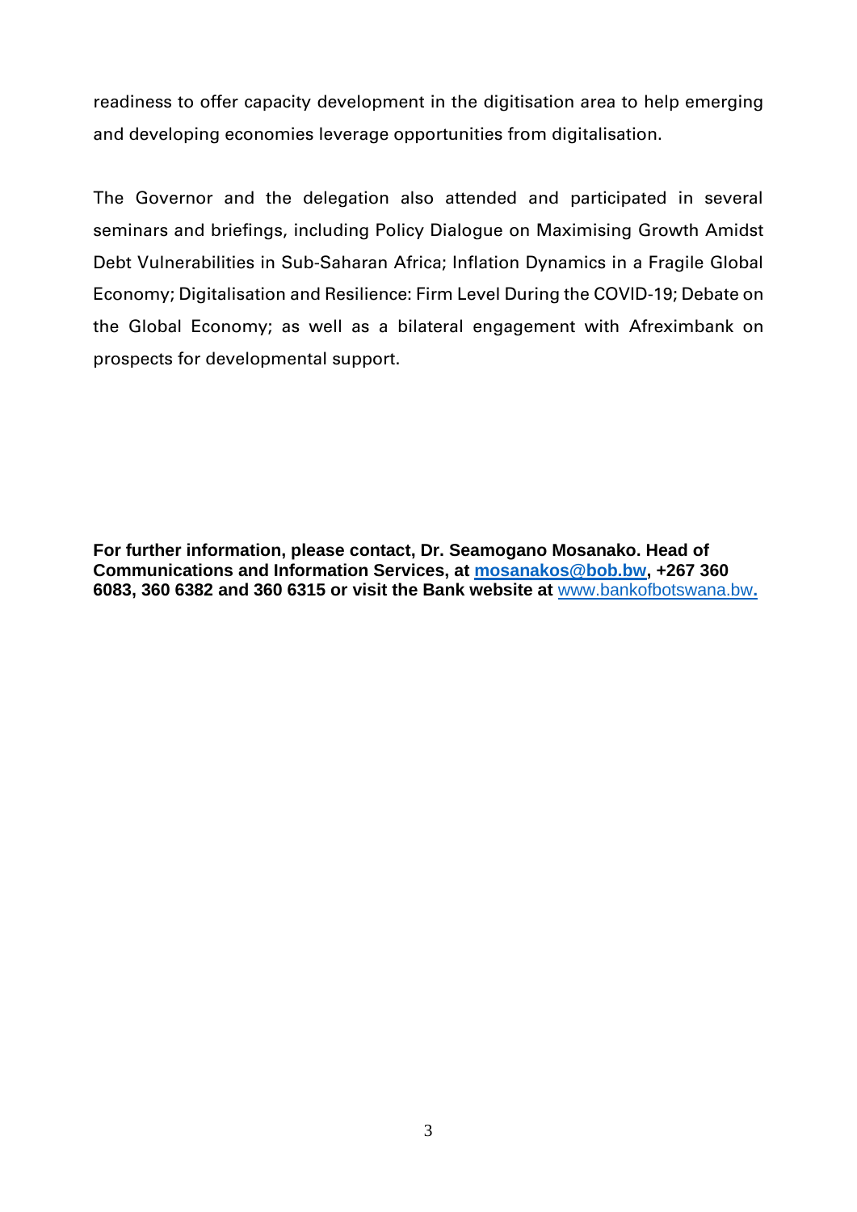readiness to offer capacity development in the digitisation area to help emerging and developing economies leverage opportunities from digitalisation.

The Governor and the delegation also attended and participated in several seminars and briefings, including Policy Dialogue on Maximising Growth Amidst Debt Vulnerabilities in Sub-Saharan Africa; Inflation Dynamics in a Fragile Global Economy; Digitalisation and Resilience: Firm Level During the COVID-19; Debate on the Global Economy; as well as a bilateral engagement with Afreximbank on prospects for developmental support.

**For further information, please contact, Dr. Seamogano Mosanako. Head of Communications and Information Services, at mosanakos@bob.bw, +267 360 6083, 360 6382 and 360 6315 or visit the Bank website at** www.bankofbotswana.bw**.**